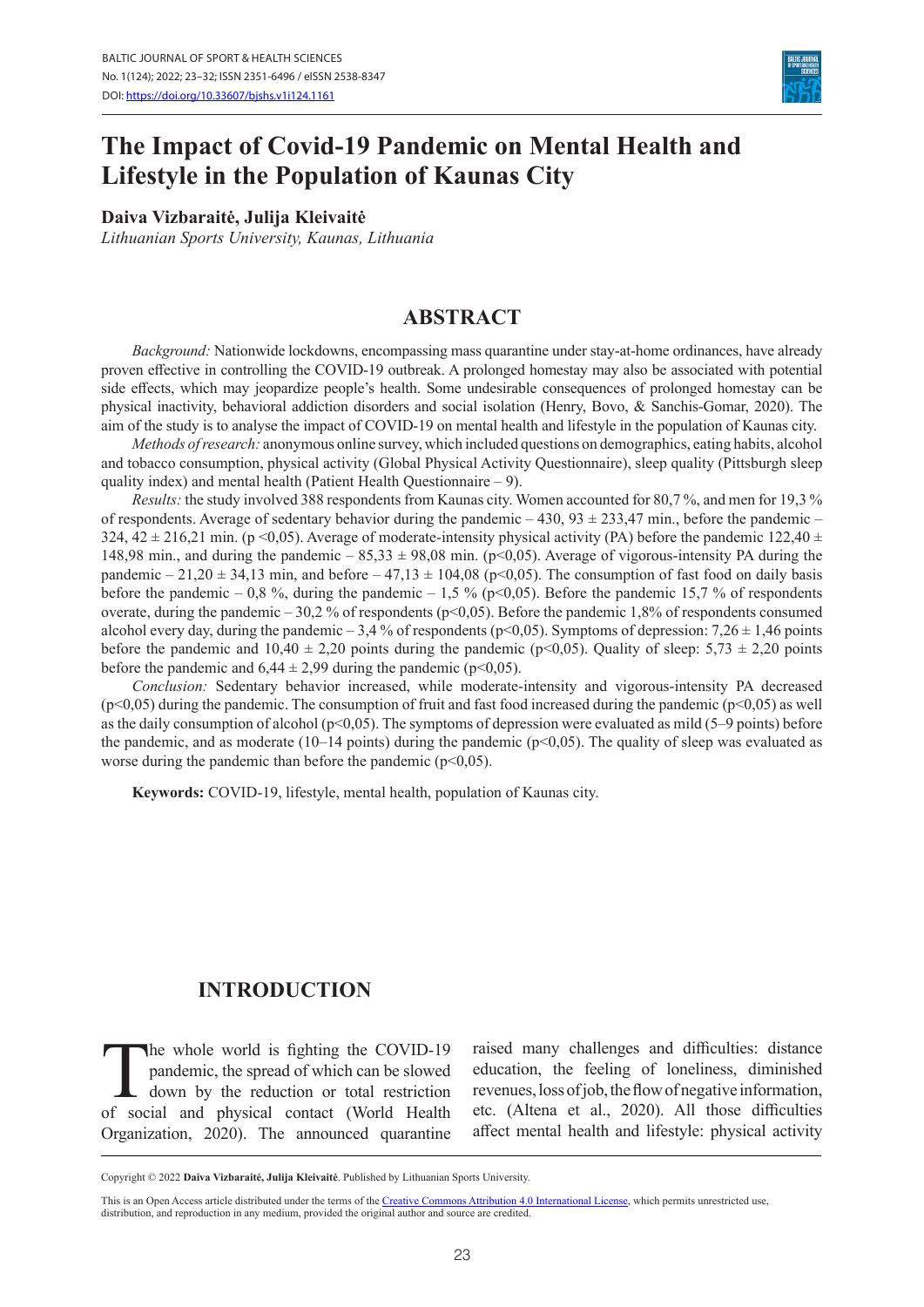# The Impact of Covid-19 Pandemic on Mental Health and Lifestyle in the Population of Kaunas City

**Daiva Vizbaraitė, Julija Kleivaitė**

*Lithuanian Sports University, Kaunas, Lithuania*

## ABSTRACT

*Background:* Nationwide lockdowns, encompassing mass quarantine under stay-at-home ordinances, have already proven effective in controlling the COVID-19 outbreak. A prolonged homestay may also be associated with potential side effects, which may jeopardize people's health. Some undesirable consequences of prolonged homestay can be physical inactivity, behavioral addiction disorders and social isolation (Henry, Bovo, & Sanchis-Gomar, 2020). The aim of the study is to analyse the impact of COVID-19 on mental health and lifestyle in the population of Kaunas city.

*Methods of research:* anonymous online survey, which included questions on demographics, eating habits, alcohol and tobacco consumption, physical activity (Global Physical Activity Questionnaire), sleep quality (Pittsburgh sleep quality index) and mental health (Patient Health Questionnaire – 9).

*Results:* the study involved 388 respondents from Kaunas city. Women accounted for 80,7 %, and men for 19,3 % of respondents. Average of sedentary behavior during the pandemic – 430, 93 ± 233,47 min., before the pandemic – 324, 42 ± 216,21 min. ($p < 0,05$). Average of moderate-intensity physical activity (PA) before the pandemic 122,40 ± 148,98 min., and during the pandemic – 85,33 ± 98,08 min. ($p < 0,05$). Average of vigorous-intensity PA during the pandemic – 21,20 ± 34,13 min, and before – 47,13 ± 104,08 ($p < 0,05$). The consumption of fast food on daily basis before the pandemic – 0,8 %, during the pandemic – 1,5 % ($p < 0,05$). Before the pandemic 15,7 % of respondents overate, during the pandemic – 30,2 % of respondents ($p < 0,05$). Before the pandemic 1,8% of respondents consumed alcohol every day, during the pandemic – 3,4 % of respondents ($p < 0,05$). Symptoms of depression: 7,26 ± 1,46 points before the pandemic and 10,40 ± 2,20 points during the pandemic ($p < 0,05$). Quality of sleep: 5,73 ± 2,20 points before the pandemic and 6,44 ± 2,99 during the pandemic ($p < 0,05$).

*Conclusion:* Sedentary behavior increased, while moderate-intensity and vigorous-intensity PA decreased ($p < 0,05$) during the pandemic. The consumption of fruit and fast food increased during the pandemic ($p < 0,05$) as well as the daily consumption of alcohol ($p < 0,05$). The symptoms of depression were evaluated as mild (5–9 points) before the pandemic, and as moderate (10–14 points) during the pandemic ($p < 0,05$). The quality of sleep was evaluated as worse during the pandemic than before the pandemic ($p < 0,05$).

**Keywords:** COVID-19, lifestyle, mental health, population of Kaunas city.

## INTRODUCTION

The whole world is fighting the COVID-19 pandemic, the spread of which can be slowed down by the reduction or total restriction of social and physical contact (World Health Organization, 2020). The announced quarantine raised many challenges and difficulties: distance education, the feeling of loneliness, diminished revenues, loss of job, the flow of negative information, etc. (Altena et al., 2020). All those difficulties affect mental health and lifestyle: physical activity

Copyright © 2022 **Daiva Vizbaraitė, Julija Kleivaitė**. Published by Lithuanian Sports University.

This is an Open Access article distributed under the terms of the Creative Commons Attribution 4.0 International License, which permits unrestricted use, distribution, and reproduction in any medium, provided the original author and source are credited.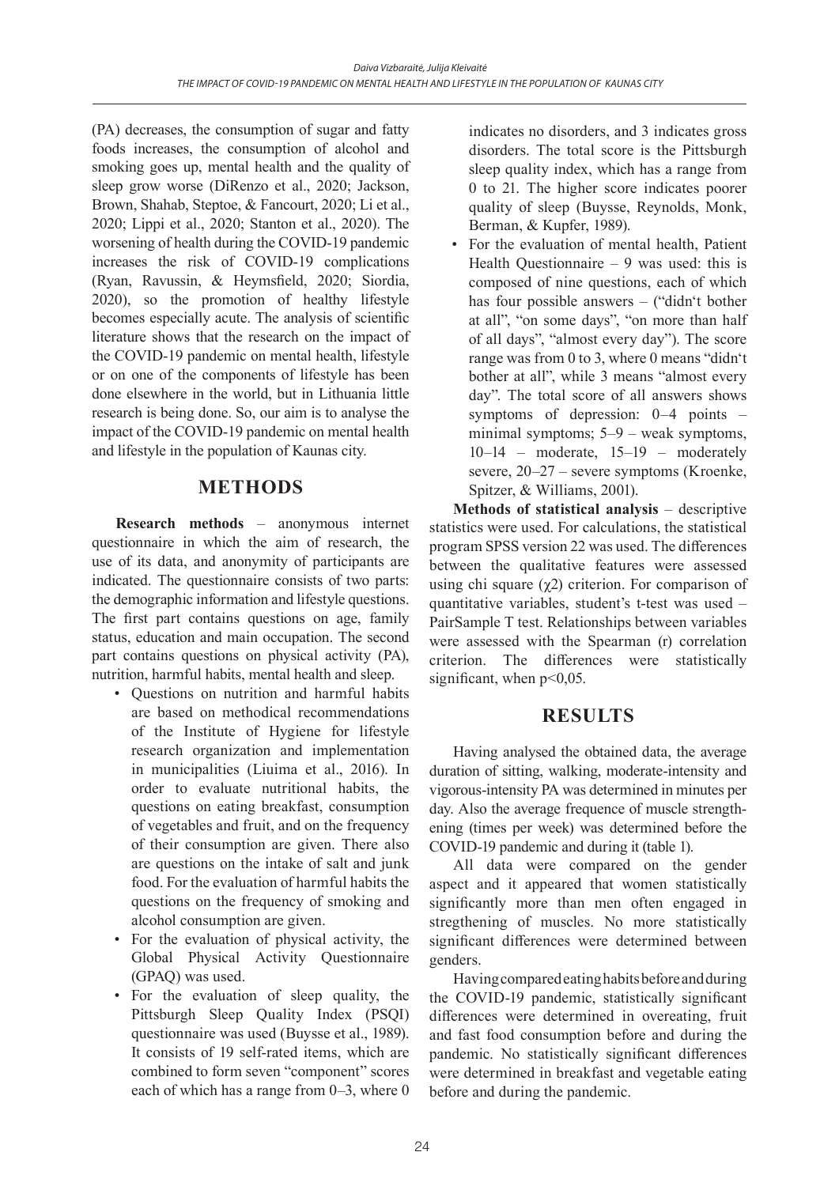(PA) decreases, the consumption of sugar and fatty foods increases, the consumption of alcohol and smoking goes up, mental health and the quality of sleep grow worse (DiRenzo et al., 2020; Jackson, Brown, Shahab, Steptoe, & Fancourt, 2020; Li et al., 2020; Lippi et al., 2020; Stanton et al., 2020). The worsening of health during the COVID-19 pandemic increases the risk of COVID-19 complications (Ryan, Ravussin, & Heymsfield, 2020; Siordia, 2020), so the promotion of healthy lifestyle becomes especially acute. The analysis of scientific literature shows that the research on the impact of the COVID-19 pandemic on mental health, lifestyle or on one of the components of lifestyle has been done elsewhere in the world, but in Lithuania little research is being done. So, our aim is to analyse the impact of the COVID-19 pandemic on mental health and lifestyle in the population of Kaunas city.

## METHODS

**Research methods** – anonymous internet questionnaire in which the aim of research, the use of its data, and anonymity of participants are indicated. The questionnaire consists of two parts: the demographic information and lifestyle questions. The first part contains questions on age, family status, education and main occupation. The second part contains questions on physical activity (PA), nutrition, harmful habits, mental health and sleep.

- Questions on nutrition and harmful habits are based on methodical recommendations of the Institute of Hygiene for lifestyle research organization and implementation in municipalities (Liuima et al., 2016). In order to evaluate nutritional habits, the questions on eating breakfast, consumption of vegetables and fruit, and on the frequency of their consumption are given. There also are questions on the intake of salt and junk food. For the evaluation of harmful habits the questions on the frequency of smoking and alcohol consumption are given.
- For the evaluation of physical activity, the Global Physical Activity Questionnaire (GPAQ) was used.
- For the evaluation of sleep quality, the Pittsburgh Sleep Quality Index (PSQI) questionnaire was used (Buysse et al., 1989). It consists of 19 self-rated items, which are combined to form seven "component" scores each of which has a range from 0–3, where 0 indicates no disorders, and 3 indicates gross disorders. The total score is the Pittsburgh sleep quality index, which has a range from 0 to 21. The higher score indicates poorer quality of sleep (Buysse, Reynolds, Monk, Berman, & Kupfer, 1989).
- For the evaluation of mental health, Patient Health Questionnaire – 9 was used: this is composed of nine questions, each of which has four possible answers – ("didn't bother at all", "on some days", "on more than half of all days", "almost every day"). The score range was from 0 to 3, where 0 means "didn't bother at all", while 3 means "almost every day". The total score of all answers shows symptoms of depression: 0–4 points – minimal symptoms; 5–9 – weak symptoms, 10–14 – moderate, 15–19 – moderately severe, 20–27 – severe symptoms (Kroenke, Spitzer, & Williams, 2001).

**Methods of statistical analysis** – descriptive statistics were used. For calculations, the statistical program SPSS version 22 was used. The differences between the qualitative features were assessed using chi square ($\chi 2$) criterion. For comparison of quantitative variables, student's t-test was used – PairSample T test. Relationships between variables were assessed with the Spearman (r) correlation criterion. The differences were statistically significant, when $p<0,05$.

## RESULTS

Having analysed the obtained data, the average duration of sitting, walking, moderate-intensity and vigorous-intensity PA was determined in minutes per day. Also the average frequence of muscle strengthening (times per week) was determined before the COVID-19 pandemic and during it (table 1).

All data were compared on the gender aspect and it appeared that women statistically significantly more than men often engaged in stregthening of muscles. No more statistically significant differences were determined between genders.

Having compared eating habits before and during the COVID-19 pandemic, statistically significant differences were determined in overeating, fruit and fast food consumption before and during the pandemic. No statistically significant differences were determined in breakfast and vegetable eating before and during the pandemic.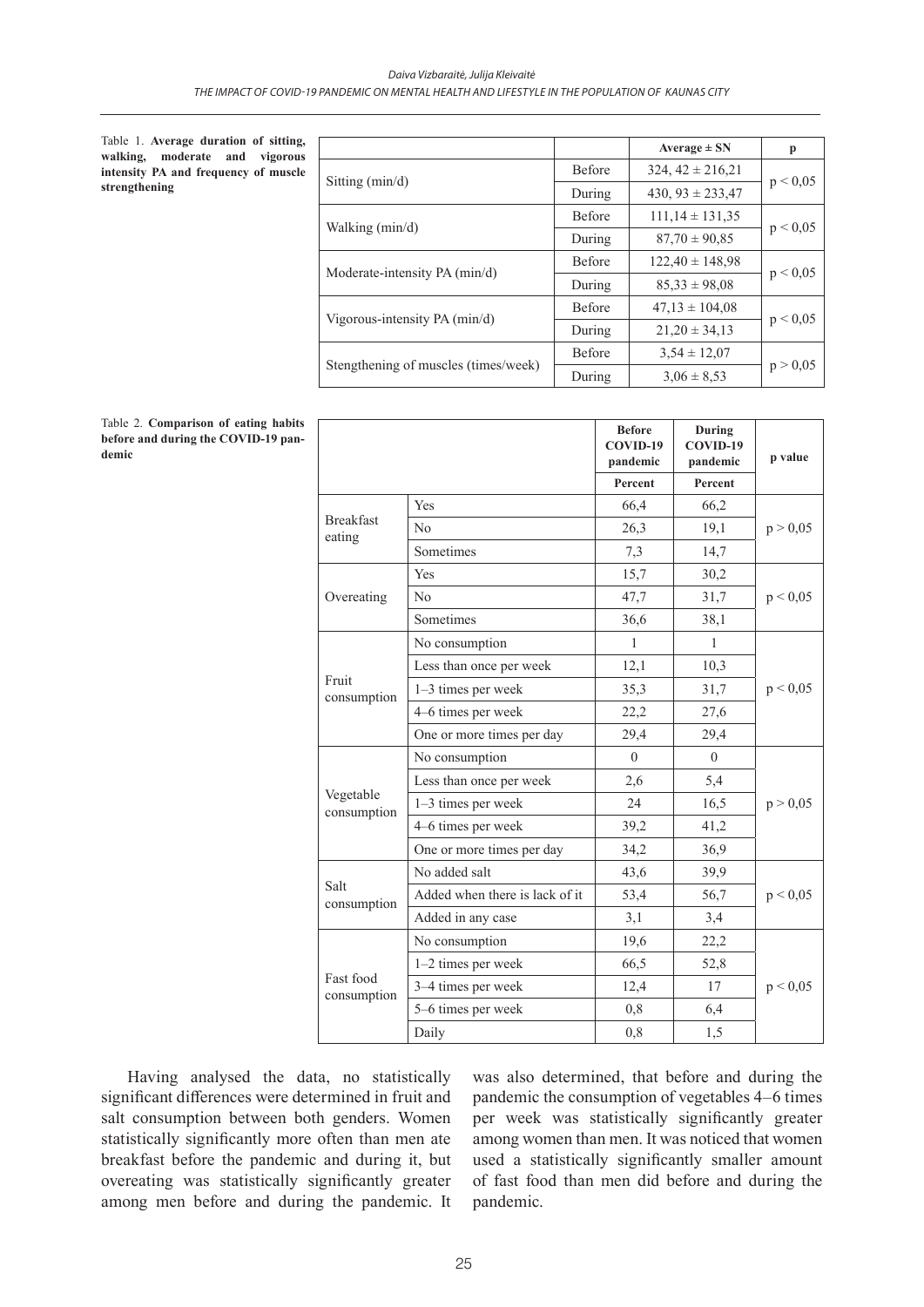Table 1. **Average duration of sitting, walking, moderate and vigorous intensity PA and frequency of muscle strengthening**

| | | Average ± SN | p |
|---|---|---|---|
| Sitting (min/d) | Before | 324, 42 ± 216,21 | p < 0,05 |
| | During | 430, 93 ± 233,47 | |
| Walking (min/d) | Before | 111,14 ± 131,35 | p < 0,05 |
| | During | 87,70 ± 90,85 | |
| Moderate-intensity PA (min/d) | Before | 122,40 ± 148,98 | p < 0,05 |
| | During | 85,33 ± 98,08 | |
| Vigorous-intensity PA (min/d) | Before | 47,13 ± 104,08 | p < 0,05 |
| | During | 21,20 ± 34,13 | |
| Stengthening of muscles (times/week) | Before | 3,54 ± 12,07 | p > 0,05 |
| | During | 3,06 ± 8,53 | |

Table 2. **Comparison of eating habits before and during the COVID-19 pandemic**

| | | Before COVID-19 pandemic | During COVID-19 pandemic | p value |
|---|---|---|---|---|
| | | Percent | Percent | |
| Breakfast eating | Yes | 66,4 | 66,2 | p > 0,05 |
| | No | 26,3 | 19,1 | |
| | Sometimes | 7,3 | 14,7 | |
| Overeating | Yes | 15,7 | 30,2 | p < 0,05 |
| | No | 47,7 | 31,7 | |
| | Sometimes | 36,6 | 38,1 | |
| Fruit consumption | No consumption | 1 | 1 | p < 0,05 |
| | Less than once per week | 12,1 | 10,3 | |
| | 1–3 times per week | 35,3 | 31,7 | |
| | 4–6 times per week | 22,2 | 27,6 | |
| | One or more times per day | 29,4 | 29,4 | |
| Vegetable consumption | No consumption | 0 | 0 | p > 0,05 |
| | Less than once per week | 2,6 | 5,4 | |
| | 1–3 times per week | 24 | 16,5 | |
| | 4–6 times per week | 39,2 | 41,2 | |
| | One or more times per day | 34,2 | 36,9 | |
| Salt consumption | No added salt | 43,6 | 39,9 | p < 0,05 |
| | Added when there is lack of it | 53,4 | 56,7 | |
| | Added in any case | 3,1 | 3,4 | |
| Fast food consumption | No consumption | 19,6 | 22,2 | p < 0,05 |
| | 1–2 times per week | 66,5 | 52,8 | |
| | 3–4 times per week | 12,4 | 17 | |
| | 5–6 times per week | 0,8 | 6,4 | |
| | Daily | 0,8 | 1,5 | |

Having analysed the data, no statistically significant differences were determined in fruit and salt consumption between both genders. Women statistically significantly more often than men ate breakfast before the pandemic and during it, but overeating was statistically significantly greater among men before and during the pandemic. It was also determined, that before and during the pandemic the consumption of vegetables 4–6 times per week was statistically significantly greater among women than men. It was noticed that women used a statistically significantly smaller amount of fast food than men did before and during the pandemic.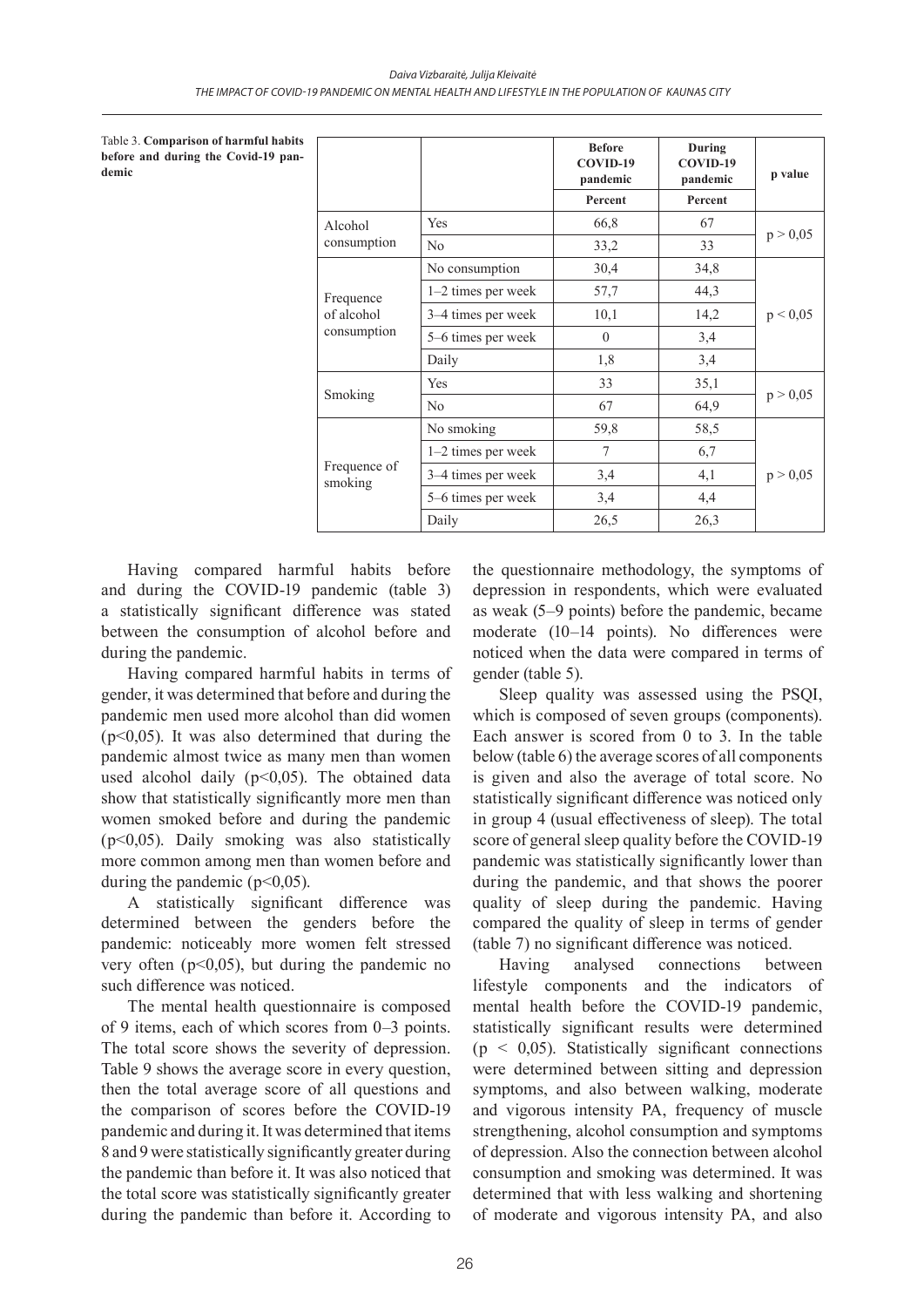Table 3. **Comparison of harmful habits before and during the Covid-19 pandemic**

| | | Before COVID-19 pandemic | During COVID-19 pandemic | p value |
|---|---|---|---|---|
| | | Percent | Percent | |
| Alcohol consumption | Yes | 66,8 | 67 | p > 0,05 |
| | No | 33,2 | 33 | |
| Frequence of alcohol consumption | No consumption | 30,4 | 34,8 | p < 0,05 |
| | 1–2 times per week | 57,7 | 44,3 | |
| | 3–4 times per week | 10,1 | 14,2 | |
| | 5–6 times per week | 0 | 3,4 | |
| | Daily | 1,8 | 3,4 | |
| Smoking | Yes | 33 | 35,1 | p > 0,05 |
| | No | 67 | 64,9 | |
| Frequence of smoking | No smoking | 59,8 | 58,5 | p > 0,05 |
| | 1–2 times per week | 7 | 6,7 | |
| | 3–4 times per week | 3,4 | 4,1 | |
| | 5–6 times per week | 3,4 | 4,4 | |
| | Daily | 26,5 | 26,3 | |

Having compared harmful habits before and during the COVID-19 pandemic (table 3) a statistically significant difference was stated between the consumption of alcohol before and during the pandemic.

Having compared harmful habits in terms of gender, it was determined that before and during the pandemic men used more alcohol than did women ($p<0,05$). It was also determined that during the pandemic almost twice as many men than women used alcohol daily ($p<0,05$). The obtained data show that statistically significantly more men than women smoked before and during the pandemic ($p<0,05$). Daily smoking was also statistically more common among men than women before and during the pandemic ($p<0,05$).

A statistically significant difference was determined between the genders before the pandemic: noticeably more women felt stressed very often ($p<0,05$), but during the pandemic no such difference was noticed.

The mental health questionnaire is composed of 9 items, each of which scores from 0–3 points. The total score shows the severity of depression. Table 9 shows the average score in every question, then the total average score of all questions and the comparison of scores before the COVID-19 pandemic and during it. It was determined that items 8 and 9 were statistically significantly greater during the pandemic than before it. It was also noticed that the total score was statistically significantly greater during the pandemic than before it. According to the questionnaire methodology, the symptoms of depression in respondents, which were evaluated as weak (5–9 points) before the pandemic, became moderate (10–14 points). No differences were noticed when the data were compared in terms of gender (table 5).

Sleep quality was assessed using the PSQI, which is composed of seven groups (components). Each answer is scored from 0 to 3. In the table below (table 6) the average scores of all components is given and also the average of total score. No statistically significant difference was noticed only in group 4 (usual effectiveness of sleep). The total score of general sleep quality before the COVID-19 pandemic was statistically significantly lower than during the pandemic, and that shows the poorer quality of sleep during the pandemic. Having compared the quality of sleep in terms of gender (table 7) no significant difference was noticed.

Having analysed connections between lifestyle components and the indicators of mental health before the COVID-19 pandemic, statistically significant results were determined ($p < 0,05$). Statistically significant connections were determined between sitting and depression symptoms, and also between walking, moderate and vigorous intensity PA, frequency of muscle strengthening, alcohol consumption and symptoms of depression. Also the connection between alcohol consumption and smoking was determined. It was determined that with less walking and shortening of moderate and vigorous intensity PA, and also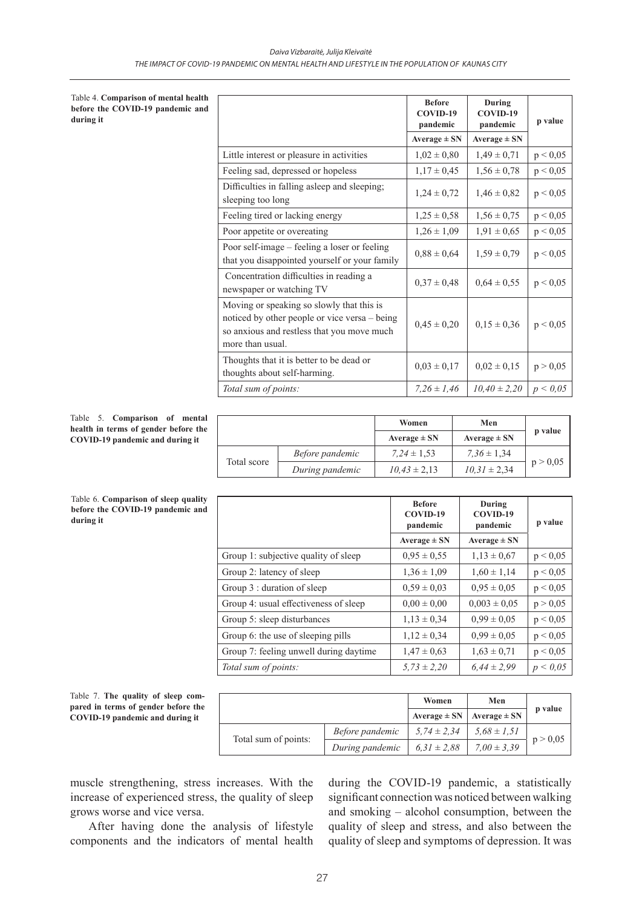Table 4. **Comparison of mental health before the COVID-19 pandemic and during it**

| | Before COVID-19 pandemic | During COVID-19 pandemic | p value |
|---|---|---|---|
| | Average ± SN | Average ± SN | |
| Little interest or pleasure in activities | 1,02 ± 0,80 | 1,49 ± 0,71 | p < 0,05 |
| Feeling sad, depressed or hopeless | 1,17 ± 0,45 | 1,56 ± 0,78 | p < 0,05 |
| Difficulties in falling asleep and sleeping; sleeping too long | 1,24 ± 0,72 | 1,46 ± 0,82 | p < 0,05 |
| Feeling tired or lacking energy | 1,25 ± 0,58 | 1,56 ± 0,75 | p < 0,05 |
| Poor appetite or overeating | 1,26 ± 1,09 | 1,91 ± 0,65 | p < 0,05 |
| Poor self-image – feeling a loser or feeling that you disappointed yourself or your family | 0,88 ± 0,64 | 1,59 ± 0,79 | p < 0,05 |
| Concentration difficulties in reading a newspaper or watching TV | 0,37 ± 0,48 | 0,64 ± 0,55 | p < 0,05 |
| Moving or speaking so slowly that this is noticed by other people or vice versa – being so anxious and restless that you move much more than usual. | 0,45 ± 0,20 | 0,15 ± 0,36 | p < 0,05 |
| Thoughts that it is better to be dead or thoughts about self-harming. | 0,03 ± 0,17 | 0,02 ± 0,15 | p > 0,05 |
| *Total sum of points:* | *7,26 ± 1,46* | *10,40 ± 2,20* | *p < 0,05* |

Table 5. **Comparison of mental health in terms of gender before the COVID-19 pandemic and during it**

| | | Women | Men | p value |
|---|---|---|---|---|
| | | Average ± SN | Average ± SN | |
| Total score | *Before pandemic* | *7,24 ± 1,53* | *7,36 ± 1,34* | p > 0,05 |
| | *During pandemic* | *10,43 ± 2,13* | *10,31 ± 2,34* | |

Table 6. **Comparison of sleep quality before the COVID-19 pandemic and during it**

| | Before COVID-19 pandemic | During COVID-19 pandemic | p value |
|---|---|---|---|
| | Average ± SN | Average ± SN | |
| Group 1: subjective quality of sleep | 0,95 ± 0,55 | 1,13 ± 0,67 | p < 0,05 |
| Group 2: latency of sleep | 1,36 ± 1,09 | 1,60 ± 1,14 | p < 0,05 |
| Group 3 : duration of sleep | 0,59 ± 0,03 | 0,95 ± 0,05 | p < 0,05 |
| Group 4: usual effectiveness of sleep | 0,00 ± 0,00 | 0,003 ± 0,05 | p > 0,05 |
| Group 5: sleep disturbances | 1,13 ± 0,34 | 0,99 ± 0,05 | p < 0,05 |
| Group 6: the use of sleeping pills | 1,12 ± 0,34 | 0,99 ± 0,05 | p < 0,05 |
| Group 7: feeling unwell during daytime | 1,47 ± 0,63 | 1,63 ± 0,71 | p < 0,05 |
| *Total sum of points:* | *5,73 ± 2,20* | *6,44 ± 2,99* | *p < 0,05* |

Table 7. **The quality of sleep compared in terms of gender before the COVID-19 pandemic and during it**

| | | Women | Men | p value |
|---|---|---|---|---|
| | | Average ± SN | Average ± SN | |
| Total sum of points: | *Before pandemic* | *5,74 ± 2,34* | *5,68 ± 1,51* | p > 0,05 |
| | *During pandemic* | *6,31 ± 2,88* | *7,00 ± 3,39* | |

muscle strengthening, stress increases. With the increase of experienced stress, the quality of sleep grows worse and vice versa.

After having done the analysis of lifestyle components and the indicators of mental health during the COVID-19 pandemic, a statistically significant connection was noticed between walking and smoking – alcohol consumption, between the quality of sleep and stress, and also between the quality of sleep and symptoms of depression. It was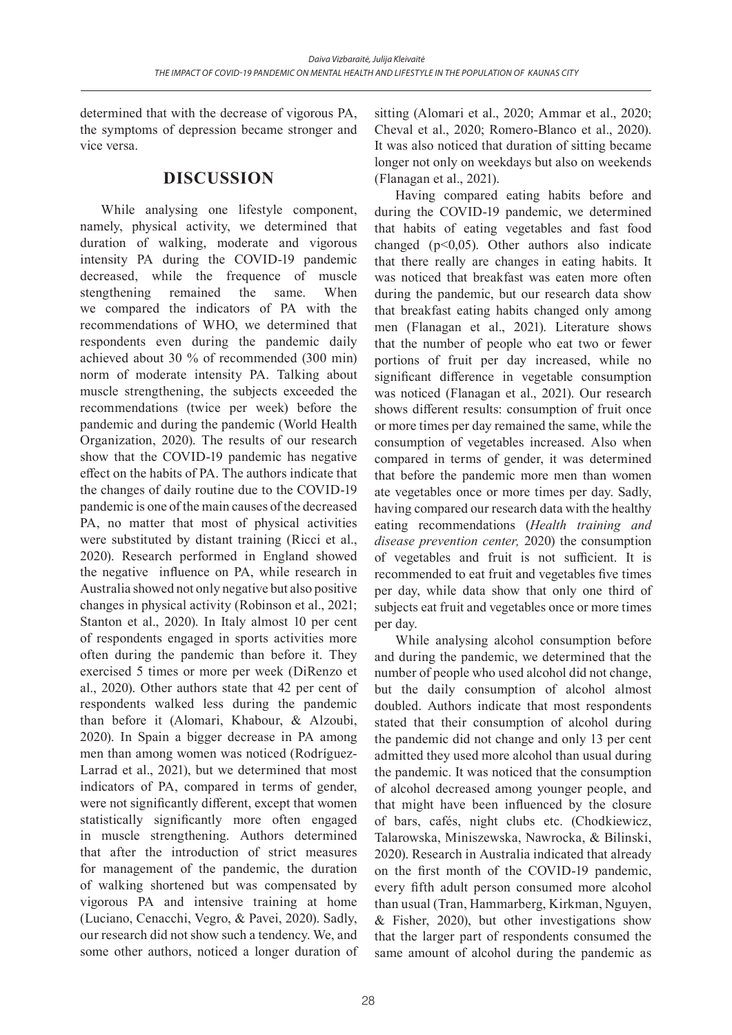determined that with the decrease of vigorous PA, the symptoms of depression became stronger and vice versa.

## DISCUSSION

While analysing one lifestyle component, namely, physical activity, we determined that duration of walking, moderate and vigorous intensity PA during the COVID-19 pandemic decreased, while the frequence of muscle stengthening remained the same. When we compared the indicators of PA with the recommendations of WHO, we determined that respondents even during the pandemic daily achieved about 30 % of recommended (300 min) norm of moderate intensity PA. Talking about muscle strengthening, the subjects exceeded the recommendations (twice per week) before the pandemic and during the pandemic (World Health Organization, 2020). The results of our research show that the COVID-19 pandemic has negative effect on the habits of PA. The authors indicate that the changes of daily routine due to the COVID-19 pandemic is one of the main causes of the decreased PA, no matter that most of physical activities were substituted by distant training (Ricci et al., 2020). Research performed in England showed the negative influence on PA, while research in Australia showed not only negative but also positive changes in physical activity (Robinson et al., 2021; Stanton et al., 2020). In Italy almost 10 per cent of respondents engaged in sports activities more often during the pandemic than before it. They exercised 5 times or more per week (DiRenzo et al., 2020). Other authors state that 42 per cent of respondents walked less during the pandemic than before it (Alomari, Khabour, & Alzoubi, 2020). In Spain a bigger decrease in PA among men than among women was noticed (Rodríguez-Larrad et al., 2021), but we determined that most indicators of PA, compared in terms of gender, were not significantly different, except that women statistically significantly more often engaged in muscle strengthening. Authors determined that after the introduction of strict measures for management of the pandemic, the duration of walking shortened but was compensated by vigorous PA and intensive training at home (Luciano, Cenacchi, Vegro, & Pavei, 2020). Sadly, our research did not show such a tendency. We, and some other authors, noticed a longer duration of sitting (Alomari et al., 2020; Ammar et al., 2020; Cheval et al., 2020; Romero-Blanco et al., 2020). It was also noticed that duration of sitting became longer not only on weekdays but also on weekends (Flanagan et al., 2021).

Having compared eating habits before and during the COVID-19 pandemic, we determined that habits of eating vegetables and fast food changed ($p<0{,}05$). Other authors also indicate that there really are changes in eating habits. It was noticed that breakfast was eaten more often during the pandemic, but our research data show that breakfast eating habits changed only among men (Flanagan et al., 2021). Literature shows that the number of people who eat two or fewer portions of fruit per day increased, while no significant difference in vegetable consumption was noticed (Flanagan et al., 2021). Our research shows different results: consumption of fruit once or more times per day remained the same, while the consumption of vegetables increased. Also when compared in terms of gender, it was determined that before the pandemic more men than women ate vegetables once or more times per day. Sadly, having compared our research data with the healthy eating recommendations (*Health training and disease prevention center,* 2020) the consumption of vegetables and fruit is not sufficient. It is recommended to eat fruit and vegetables five times per day, while data show that only one third of subjects eat fruit and vegetables once or more times per day.

While analysing alcohol consumption before and during the pandemic, we determined that the number of people who used alcohol did not change, but the daily consumption of alcohol almost doubled. Authors indicate that most respondents stated that their consumption of alcohol during the pandemic did not change and only 13 per cent admitted they used more alcohol than usual during the pandemic. It was noticed that the consumption of alcohol decreased among younger people, and that might have been influenced by the closure of bars, cafés, night clubs etc. (Chodkiewicz, Talarowska, Miniszewska, Nawrocka, & Bilinski, 2020). Research in Australia indicated that already on the first month of the COVID-19 pandemic, every fifth adult person consumed more alcohol than usual (Tran, Hammarberg, Kirkman, Nguyen, & Fisher, 2020), but other investigations show that the larger part of respondents consumed the same amount of alcohol during the pandemic as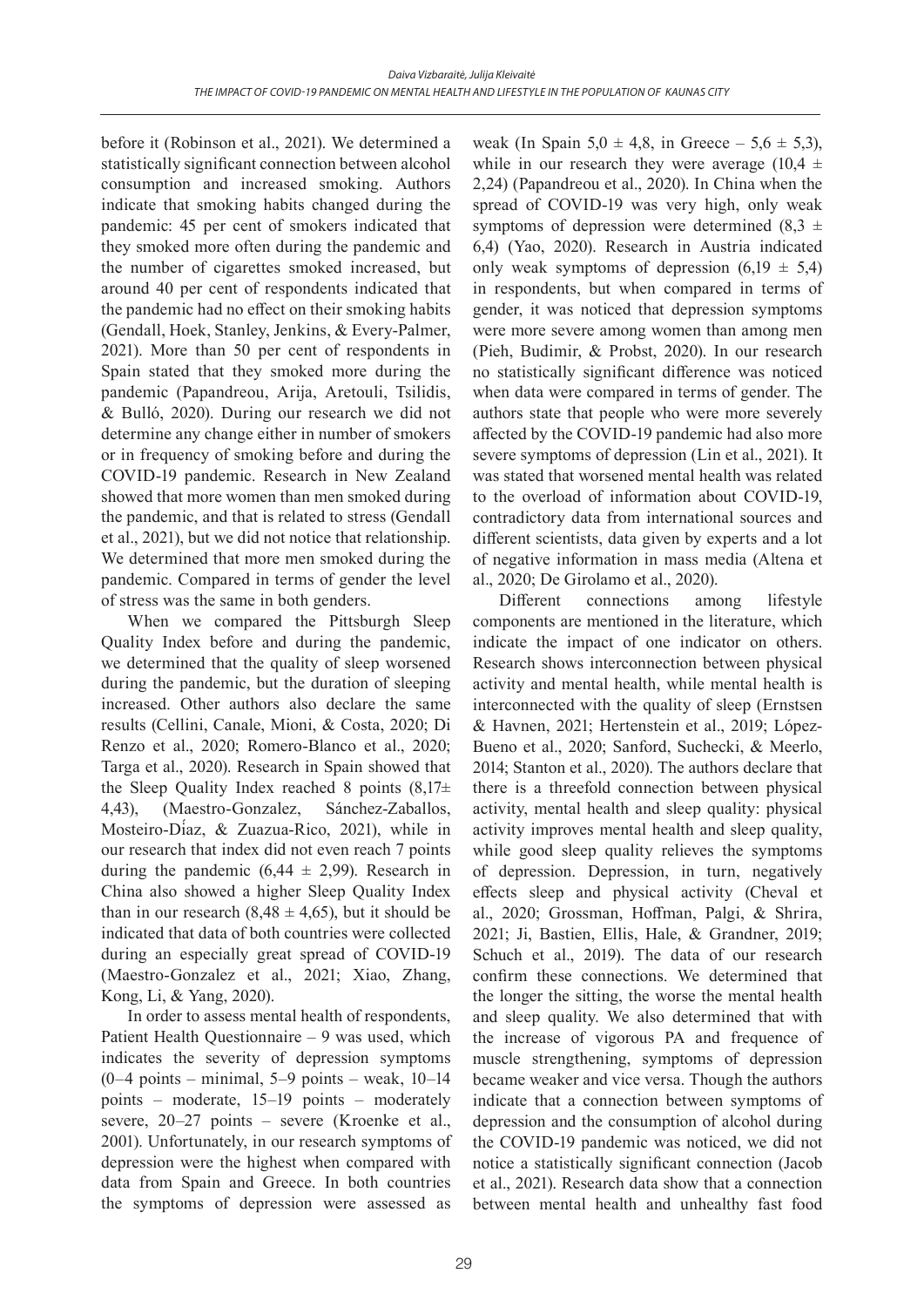before it (Robinson et al., 2021). We determined a statistically significant connection between alcohol consumption and increased smoking. Authors indicate that smoking habits changed during the pandemic: 45 per cent of smokers indicated that they smoked more often during the pandemic and the number of cigarettes smoked increased, but around 40 per cent of respondents indicated that the pandemic had no effect on their smoking habits (Gendall, Hoek, Stanley, Jenkins, & Every-Palmer, 2021). More than 50 per cent of respondents in Spain stated that they smoked more during the pandemic (Papandreou, Arija, Aretouli, Tsilidis, & Bulló, 2020). During our research we did not determine any change either in number of smokers or in frequency of smoking before and during the COVID-19 pandemic. Research in New Zealand showed that more women than men smoked during the pandemic, and that is related to stress (Gendall et al., 2021), but we did not notice that relationship. We determined that more men smoked during the pandemic. Compared in terms of gender the level of stress was the same in both genders.

When we compared the Pittsburgh Sleep Quality Index before and during the pandemic, we determined that the quality of sleep worsened during the pandemic, but the duration of sleeping increased. Other authors also declare the same results (Cellini, Canale, Mioni, & Costa, 2020; Di Renzo et al., 2020; Romero-Blanco et al., 2020; Targa et al., 2020). Research in Spain showed that the Sleep Quality Index reached 8 points (8,17± 4,43), (Maestro-Gonzalez, Sánchez-Zaballos, Mosteiro-Díaz, & Zuazua-Rico, 2021), while in our research that index did not even reach 7 points during the pandemic (6,44 ± 2,99). Research in China also showed a higher Sleep Quality Index than in our research (8,48 ± 4,65), but it should be indicated that data of both countries were collected during an especially great spread of COVID-19 (Maestro-Gonzalez et al., 2021; Xiao, Zhang, Kong, Li, & Yang, 2020).

In order to assess mental health of respondents, Patient Health Questionnaire – 9 was used, which indicates the severity of depression symptoms (0–4 points – minimal, 5–9 points – weak, 10–14 points – moderate, 15–19 points – moderately severe, 20–27 points – severe (Kroenke et al., 2001). Unfortunately, in our research symptoms of depression were the highest when compared with data from Spain and Greece. In both countries the symptoms of depression were assessed as weak (In Spain 5,0 ± 4,8, in Greece – 5,6 ± 5,3), while in our research they were average (10,4 ± 2,24) (Papandreou et al., 2020). In China when the spread of COVID-19 was very high, only weak symptoms of depression were determined (8,3 ± 6,4) (Yao, 2020). Research in Austria indicated only weak symptoms of depression (6,19 ± 5,4) in respondents, but when compared in terms of gender, it was noticed that depression symptoms were more severe among women than among men (Pieh, Budimir, & Probst, 2020). In our research no statistically significant difference was noticed when data were compared in terms of gender. The authors state that people who were more severely affected by the COVID-19 pandemic had also more severe symptoms of depression (Lin et al., 2021). It was stated that worsened mental health was related to the overload of information about COVID-19, contradictory data from international sources and different scientists, data given by experts and a lot of negative information in mass media (Altena et al., 2020; De Girolamo et al., 2020).

Different connections among lifestyle components are mentioned in the literature, which indicate the impact of one indicator on others. Research shows interconnection between physical activity and mental health, while mental health is interconnected with the quality of sleep (Ernstsen & Havnen, 2021; Hertenstein et al., 2019; López-Bueno et al., 2020; Sanford, Suchecki, & Meerlo, 2014; Stanton et al., 2020). The authors declare that there is a threefold connection between physical activity, mental health and sleep quality: physical activity improves mental health and sleep quality, while good sleep quality relieves the symptoms of depression. Depression, in turn, negatively effects sleep and physical activity (Cheval et al., 2020; Grossman, Hoffman, Palgi, & Shrira, 2021; Ji, Bastien, Ellis, Hale, & Grandner, 2019; Schuch et al., 2019). The data of our research confirm these connections. We determined that the longer the sitting, the worse the mental health and sleep quality. We also determined that with the increase of vigorous PA and frequence of muscle strengthening, symptoms of depression became weaker and vice versa. Though the authors indicate that a connection between symptoms of depression and the consumption of alcohol during the COVID-19 pandemic was noticed, we did not notice a statistically significant connection (Jacob et al., 2021). Research data show that a connection between mental health and unhealthy fast food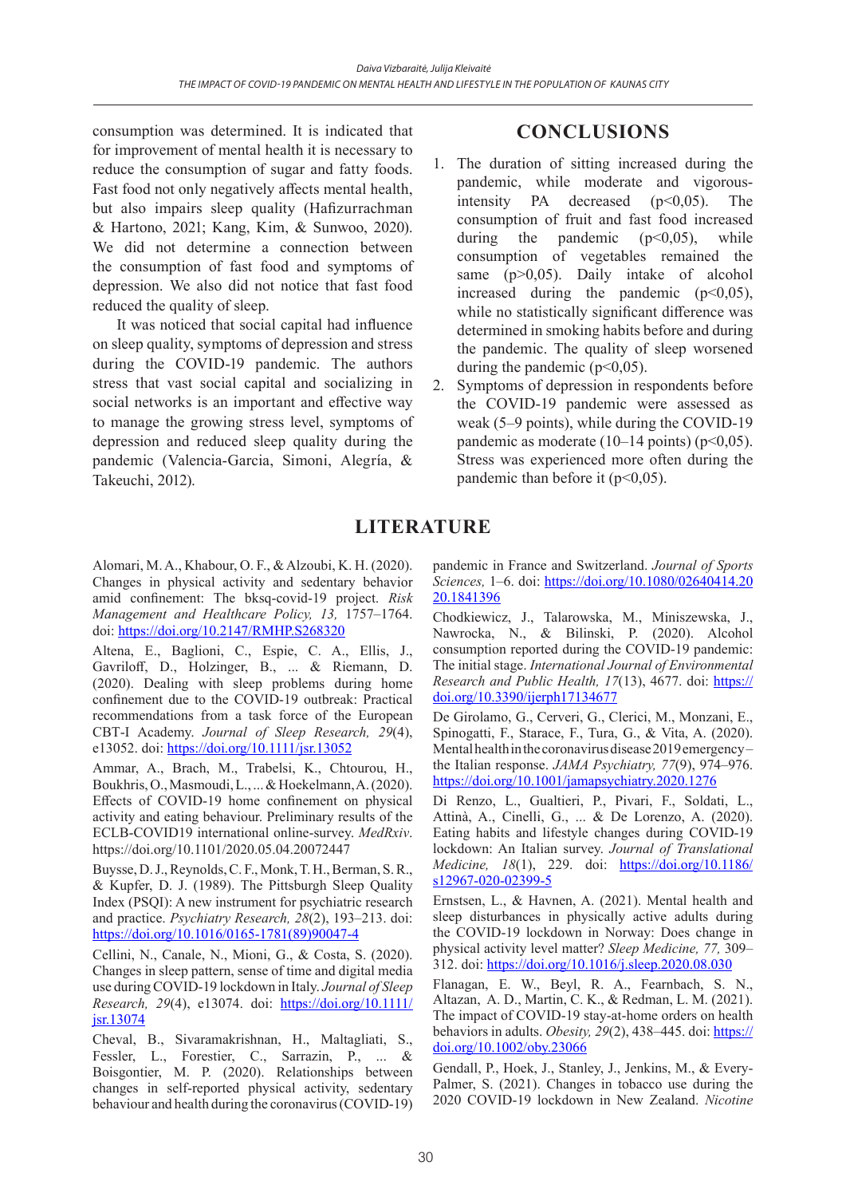consumption was determined. It is indicated that for improvement of mental health it is necessary to reduce the consumption of sugar and fatty foods. Fast food not only negatively affects mental health, but also impairs sleep quality (Hafizurrachman & Hartono, 2021; Kang, Kim, & Sunwoo, 2020). We did not determine a connection between the consumption of fast food and symptoms of depression. We also did not notice that fast food reduced the quality of sleep.

It was noticed that social capital had influence on sleep quality, symptoms of depression and stress during the COVID-19 pandemic. The authors stress that vast social capital and socializing in social networks is an important and effective way to manage the growing stress level, symptoms of depression and reduced sleep quality during the pandemic (Valencia-Garcia, Simoni, Alegría, & Takeuchi, 2012).

## CONCLUSIONS

1. The duration of sitting increased during the pandemic, while moderate and vigorous-intensity PA decreased ($p<0,05$). The consumption of fruit and fast food increased during the pandemic ($p<0,05$), while consumption of vegetables remained the same ($p>0,05$). Daily intake of alcohol increased during the pandemic ($p<0,05$), while no statistically significant difference was determined in smoking habits before and during the pandemic. The quality of sleep worsened during the pandemic ($p<0,05$).
2. Symptoms of depression in respondents before the COVID-19 pandemic were assessed as weak (5–9 points), while during the COVID-19 pandemic as moderate (10–14 points) ($p<0,05$). Stress was experienced more often during the pandemic than before it ($p<0,05$).

## LITERATURE

Alomari, M. A., Khabour, O. F., & Alzoubi, K. H. (2020). Changes in physical activity and sedentary behavior amid confinement: The bksq-covid-19 project. *Risk Management and Healthcare Policy, 13,* 1757–1764. doi: https://doi.org/10.2147/RMHP.S268320

Altena, E., Baglioni, C., Espie, C. A., Ellis, J., Gavriloff, D., Holzinger, B., ... & Riemann, D. (2020). Dealing with sleep problems during home confinement due to the COVID-19 outbreak: Practical recommendations from a task force of the European CBT-I Academy. *Journal of Sleep Research, 29*(4), e13052. doi: https://doi.org/10.1111/jsr.13052

Ammar, A., Brach, M., Trabelsi, K., Chtourou, H., Boukhris, O., Masmoudi, L., ... & Hoekelmann, A. (2020). Effects of COVID-19 home confinement on physical activity and eating behaviour. Preliminary results of the ECLB-COVID19 international online-survey. *MedRxiv*. https://doi.org/10.1101/2020.05.04.20072447

Buysse, D. J., Reynolds, C. F., Monk, T. H., Berman, S. R., & Kupfer, D. J. (1989). The Pittsburgh Sleep Quality Index (PSQI): A new instrument for psychiatric research and practice. *Psychiatry Research, 28*(2), 193–213. doi: https://doi.org/10.1016/0165-1781(89)90047-4

Cellini, N., Canale, N., Mioni, G., & Costa, S. (2020). Changes in sleep pattern, sense of time and digital media use during COVID-19 lockdown in Italy. *Journal of Sleep Research, 29*(4), e13074. doi: https://doi.org/10.1111/jsr.13074

Cheval, B., Sivaramakrishnan, H., Maltagliati, S., Fessler, L., Forestier, C., Sarrazin, P., ... & Boisgontier, M. P. (2020). Relationships between changes in self-reported physical activity, sedentary behaviour and health during the coronavirus (COVID-19) pandemic in France and Switzerland. *Journal of Sports Sciences,* 1–6. doi: https://doi.org/10.1080/02640414.2020.1841396

Chodkiewicz, J., Talarowska, M., Miniszewska, J., Nawrocka, N., & Bilinski, P. (2020). Alcohol consumption reported during the COVID-19 pandemic: The initial stage. *International Journal of Environmental Research and Public Health, 17*(13), 4677. doi: https://doi.org/10.3390/ijerph17134677

De Girolamo, G., Cerveri, G., Clerici, M., Monzani, E., Spinogatti, F., Starace, F., Tura, G., & Vita, A. (2020). Mental health in the coronavirus disease 2019 emergency – the Italian response. *JAMA Psychiatry, 77*(9), 974–976. https://doi.org/10.1001/jamapsychiatry.2020.1276

Di Renzo, L., Gualtieri, P., Pivari, F., Soldati, L., Attinà, A., Cinelli, G., ... & De Lorenzo, A. (2020). Eating habits and lifestyle changes during COVID-19 lockdown: An Italian survey. *Journal of Translational Medicine, 18*(1), 229. doi: https://doi.org/10.1186/s12967-020-02399-5

Ernstsen, L., & Havnen, A. (2021). Mental health and sleep disturbances in physically active adults during the COVID-19 lockdown in Norway: Does change in physical activity level matter? *Sleep Medicine, 77,* 309–312. doi: https://doi.org/10.1016/j.sleep.2020.08.030

Flanagan, E. W., Beyl, R. A., Fearnbach, S. N., Altazan, A. D., Martin, C. K., & Redman, L. M. (2021). The impact of COVID-19 stay-at-home orders on health behaviors in adults. *Obesity, 29*(2), 438–445. doi: https://doi.org/10.1002/oby.23066

Gendall, P., Hoek, J., Stanley, J., Jenkins, M., & Every-Palmer, S. (2021). Changes in tobacco use during the 2020 COVID-19 lockdown in New Zealand. *Nicotine*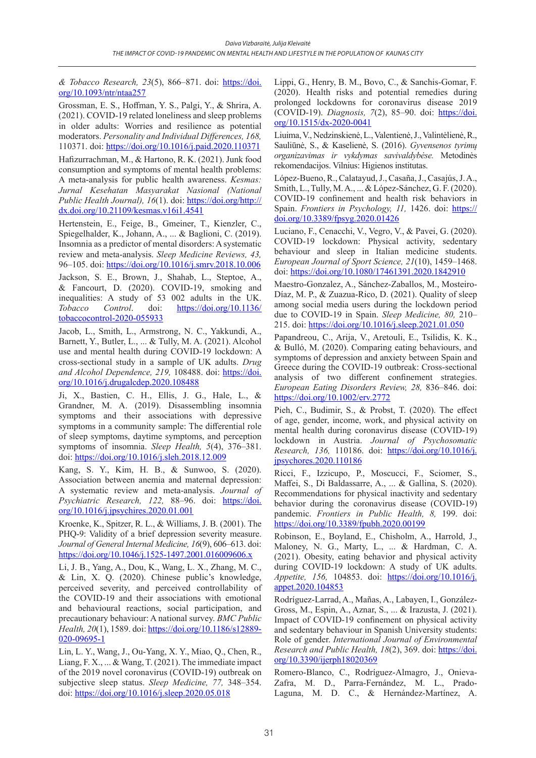& Tobacco Research, 23(5), 866–871. doi: https://doi.org/10.1093/ntr/ntaa257

Grossman, E. S., Hoffman, Y. S., Palgi, Y., & Shrira, A. (2021). COVID-19 related loneliness and sleep problems in older adults: Worries and resilience as potential moderators. *Personality and Individual Differences, 168,* 110371. doi: https://doi.org/10.1016/j.paid.2020.110371

Hafizurrachman, M., & Hartono, R. K. (2021). Junk food consumption and symptoms of mental health problems: A meta-analysis for public health awareness. *Kesmas: Jurnal Kesehatan Masyarakat Nasional (National Public Health Journal), 16*(1). doi: https://doi.org/http://dx.doi.org/10.21109/kesmas.v16i1.4541

Hertenstein, E., Feige, B., Gmeiner, T., Kienzler, C., Spiegelhalder, K., Johann, A., ... & Baglioni, C. (2019). Insomnia as a predictor of mental disorders: A systematic review and meta-analysis. *Sleep Medicine Reviews, 43,* 96–105. doi: https://doi.org/10.1016/j.smrv.2018.10.006

Jackson, S. E., Brown, J., Shahab, L., Steptoe, A., & Fancourt, D. (2020). COVID-19, smoking and inequalities: A study of 53 002 adults in the UK. *Tobacco Control*. doi: https://doi.org/10.1136/tobaccocontrol-2020-055933

Jacob, L., Smith, L., Armstrong, N. C., Yakkundi, A., Barnett, Y., Butler, L., ... & Tully, M. A. (2021). Alcohol use and mental health during COVID-19 lockdown: A cross-sectional study in a sample of UK adults. *Drug and Alcohol Dependence, 219,* 108488. doi: https://doi.org/10.1016/j.drugalcdep.2020.108488

Ji, X., Bastien, C. H., Ellis, J. G., Hale, L., & Grandner, M. A. (2019). Disassembling insomnia symptoms and their associations with depressive symptoms in a community sample: The differential role of sleep symptoms, daytime symptoms, and perception symptoms of insomnia. *Sleep Health, 5*(4), 376–381. doi: https://doi.org/10.1016/j.sleh.2018.12.009

Kang, S. Y., Kim, H. B., & Sunwoo, S. (2020). Association between anemia and maternal depression: A systematic review and meta-analysis. *Journal of Psychiatric Research, 122,* 88–96. doi: https://doi.org/10.1016/j.jpsychires.2020.01.001

Kroenke, K., Spitzer, R. L., & Williams, J. B. (2001). The PHQ-9: Validity of a brief depression severity measure. *Journal of General Internal Medicine, 16*(9), 606–613. doi: https://doi.org/10.1046/j.1525-1497.2001.016009606.x

Li, J. B., Yang, A., Dou, K., Wang, L. X., Zhang, M. C., & Lin, X. Q. (2020). Chinese public's knowledge, perceived severity, and perceived controllability of the COVID-19 and their associations with emotional and behavioural reactions, social participation, and precautionary behaviour: A national survey. *BMC Public Health, 20*(1), 1589. doi: https://doi.org/10.1186/s12889-020-09695-1

Lin, L. Y., Wang, J., Ou-Yang, X. Y., Miao, Q., Chen, R., Liang, F. X., ... & Wang, T. (2021). The immediate impact of the 2019 novel coronavirus (COVID-19) outbreak on subjective sleep status. *Sleep Medicine, 77,* 348–354. doi: https://doi.org/10.1016/j.sleep.2020.05.018

Lippi, G., Henry, B. M., Bovo, C., & Sanchis-Gomar, F. (2020). Health risks and potential remedies during prolonged lockdowns for coronavirus disease 2019 (COVID-19). *Diagnosis, 7*(2), 85–90. doi: https://doi.org/10.1515/dx-2020-0041

Liuima, V., Nedzinskienė, L., Valentienė, J., Valintėlienė, R., Sauliūnė, S., & Kaselienė, S. (2016). *Gyvensenos tyrimų organizavimas ir vykdymas savivaldybėse.* Metodinės rekomendacijos. Vilnius: Higienos institutas.

López-Bueno, R., Calatayud, J., Casaña, J., Casajús, J. A., Smith, L., Tully, M. A., ... & López-Sánchez, G. F. (2020). COVID-19 confinement and health risk behaviors in Spain. *Frontiers in Psychology, 11,* 1426. doi: https://doi.org/10.3389/fpsyg.2020.01426

Luciano, F., Cenacchi, V., Vegro, V., & Pavei, G. (2020). COVID-19 lockdown: Physical activity, sedentary behaviour and sleep in Italian medicine students. *European Journal of Sport Science, 21*(10), 1459–1468. doi: https://doi.org/10.1080/17461391.2020.1842910

Maestro-Gonzalez, A., Sánchez-Zaballos, M., Mosteiro-Díaz, M. P., & Zuazua-Rico, D. (2021). Quality of sleep among social media users during the lockdown period due to COVID-19 in Spain. *Sleep Medicine, 80,* 210–215. doi: https://doi.org/10.1016/j.sleep.2021.01.050

Papandreou, C., Arija, V., Aretouli, E., Tsilidis, K. K., & Bulló, M. (2020). Comparing eating behaviours, and symptoms of depression and anxiety between Spain and Greece during the COVID-19 outbreak: Cross-sectional analysis of two different confinement strategies. *European Eating Disorders Review, 28,* 836–846. doi: https://doi.org/10.1002/erv.2772

Pieh, C., Budimir, S., & Probst, T. (2020). The effect of age, gender, income, work, and physical activity on mental health during coronavirus disease (COVID-19) lockdown in Austria. *Journal of Psychosomatic Research, 136,* 110186. doi: https://doi.org/10.1016/j.jpsychores.2020.110186

Ricci, F., Izzicupo, P., Moscucci, F., Sciomer, S., Maffei, S., Di Baldassarre, A., ... & Gallina, S. (2020). Recommendations for physical inactivity and sedentary behavior during the coronavirus disease (COVID-19) pandemic. *Frontiers in Public Health, 8,* 199. doi: https://doi.org/10.3389/fpubh.2020.00199

Robinson, E., Boyland, E., Chisholm, A., Harrold, J., Maloney, N. G., Marty, L., ... & Hardman, C. A. (2021). Obesity, eating behavior and physical activity during COVID-19 lockdown: A study of UK adults. *Appetite, 156,* 104853. doi: https://doi.org/10.1016/j.appet.2020.104853

Rodríguez-Larrad, A., Mañas, A., Labayen, I., González-Gross, M., Espin, A., Aznar, S., ... & Irazusta, J. (2021). Impact of COVID-19 confinement on physical activity and sedentary behaviour in Spanish University students: Role of gender. *International Journal of Environmental Research and Public Health, 18*(2), 369. doi: https://doi.org/10.3390/ijerph18020369

Romero-Blanco, C., Rodríguez-Almagro, J., Onieva-Zafra, M. D., Parra-Fernández, M. L., Prado-Laguna, M. D. C., & Hernández-Martínez, A.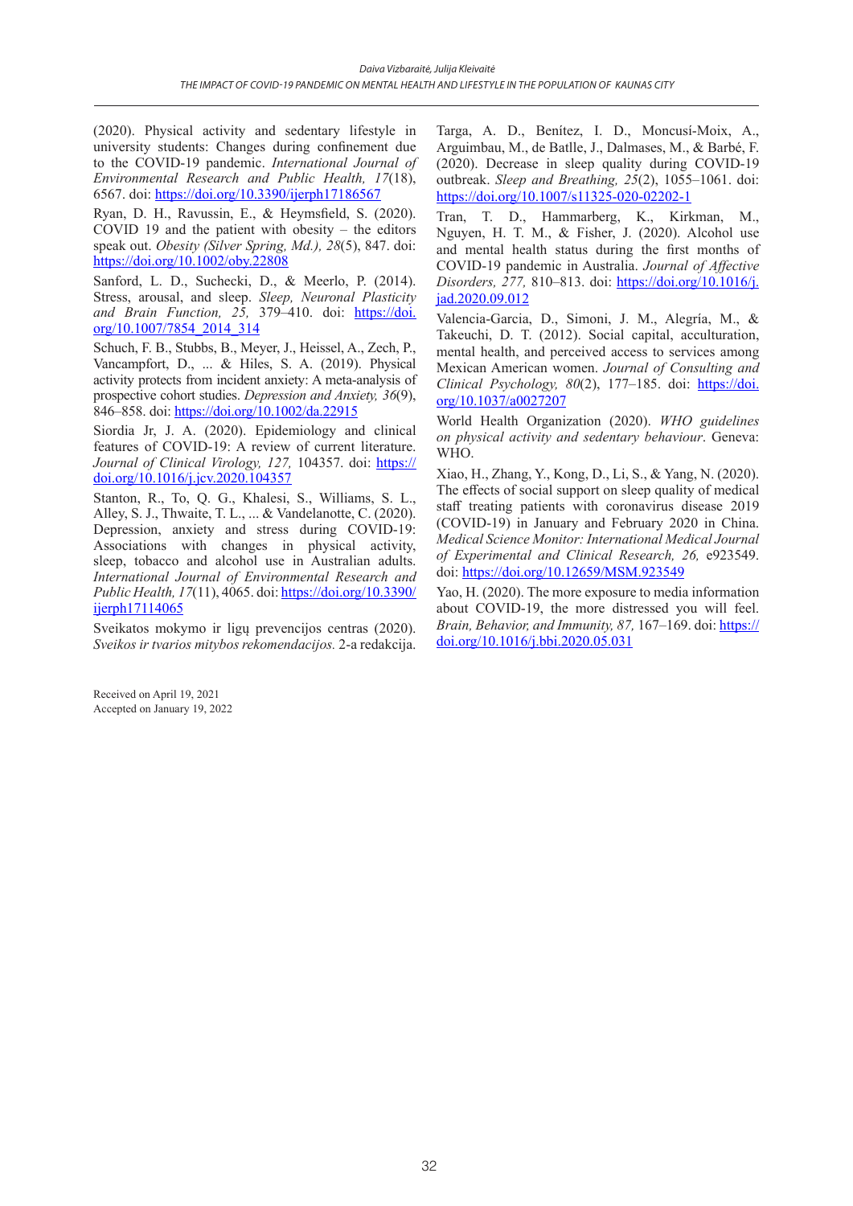(2020). Physical activity and sedentary lifestyle in university students: Changes during confinement due to the COVID-19 pandemic. *International Journal of Environmental Research and Public Health, 17*(18), 6567. doi: https://doi.org/10.3390/ijerph17186567

Ryan, D. H., Ravussin, E., & Heymsfield, S. (2020). COVID 19 and the patient with obesity – the editors speak out. *Obesity (Silver Spring, Md.), 28*(5), 847. doi: https://doi.org/10.1002/oby.22808

Sanford, L. D., Suchecki, D., & Meerlo, P. (2014). Stress, arousal, and sleep. *Sleep, Neuronal Plasticity and Brain Function, 25,* 379–410. doi: https://doi.org/10.1007/7854_2014_314

Schuch, F. B., Stubbs, B., Meyer, J., Heissel, A., Zech, P., Vancampfort, D., ... & Hiles, S. A. (2019). Physical activity protects from incident anxiety: A meta-analysis of prospective cohort studies. *Depression and Anxiety, 36*(9), 846–858. doi: https://doi.org/10.1002/da.22915

Siordia Jr, J. A. (2020). Epidemiology and clinical features of COVID-19: A review of current literature. *Journal of Clinical Virology, 127,* 104357. doi: https://doi.org/10.1016/j.jcv.2020.104357

Stanton, R., To, Q. G., Khalesi, S., Williams, S. L., Alley, S. J., Thwaite, T. L., ... & Vandelanotte, C. (2020). Depression, anxiety and stress during COVID-19: Associations with changes in physical activity, sleep, tobacco and alcohol use in Australian adults. *International Journal of Environmental Research and Public Health, 17*(11), 4065. doi: https://doi.org/10.3390/ijerph17114065

Sveikatos mokymo ir ligų prevencijos centras (2020). *Sveikos ir tvarios mitybos rekomendacijos.* 2-a redakcija.

Targa, A. D., Benítez, I. D., Moncusí-Moix, A., Arguimbau, M., de Batlle, J., Dalmases, M., & Barbé, F. (2020). Decrease in sleep quality during COVID-19 outbreak. *Sleep and Breathing, 25*(2), 1055–1061. doi: https://doi.org/10.1007/s11325-020-02202-1

Tran, T. D., Hammarberg, K., Kirkman, M., Nguyen, H. T. M., & Fisher, J. (2020). Alcohol use and mental health status during the first months of COVID-19 pandemic in Australia. *Journal of Affective Disorders, 277,* 810–813. doi: https://doi.org/10.1016/j.jad.2020.09.012

Valencia-Garcia, D., Simoni, J. M., Alegría, M., & Takeuchi, D. T. (2012). Social capital, acculturation, mental health, and perceived access to services among Mexican American women. *Journal of Consulting and Clinical Psychology, 80*(2), 177–185. doi: https://doi.org/10.1037/a0027207

World Health Organization (2020). *WHO guidelines on physical activity and sedentary behaviour*. Geneva: WHO.

Xiao, H., Zhang, Y., Kong, D., Li, S., & Yang, N. (2020). The effects of social support on sleep quality of medical staff treating patients with coronavirus disease 2019 (COVID-19) in January and February 2020 in China. *Medical Science Monitor: International Medical Journal of Experimental and Clinical Research, 26,* e923549. doi: https://doi.org/10.12659/MSM.923549

Yao, H. (2020). The more exposure to media information about COVID-19, the more distressed you will feel. *Brain, Behavior, and Immunity, 87,* 167–169. doi: https://doi.org/10.1016/j.bbi.2020.05.031

Received on April 19, 2021
Accepted on January 19, 2022